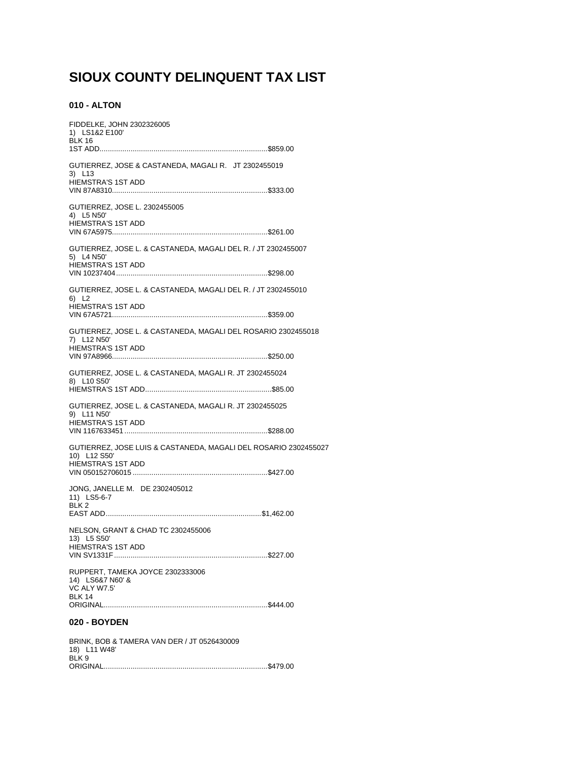# SIOUX COUNTY DELINQUENT TAX LIST

## 010 - ALTON

FIDDELKE, JOHN 2302326005
1) LS1&2 E100'
BLK 16
1ST ADD................................................................................$859.00

GUTIERREZ, JOSE & CASTANEDA, MAGALI R. JT 2302455019
3) L13
HIEMSTRA'S 1ST ADD
VIN 87A8310..........................................................................$333.00

GUTIERREZ, JOSE L. 2302455005
4) L5 N50'
HIEMSTRA'S 1ST ADD
VIN 67A5975..........................................................................$261.00

GUTIERREZ, JOSE L. & CASTANEDA, MAGALI DEL R. / JT 2302455007
5) L4 N50'
HIEMSTRA'S 1ST ADD
VIN 10237404........................................................................$298.00

GUTIERREZ, JOSE L. & CASTANEDA, MAGALI DEL R. / JT 2302455010
6) L2
HIEMSTRA'S 1ST ADD
VIN 67A5721..........................................................................$359.00

GUTIERREZ, JOSE L. & CASTANEDA, MAGALI DEL ROSARIO 2302455018
7) L12 N50'
HIEMSTRA'S 1ST ADD
VIN 97A8966..........................................................................$250.00

GUTIERREZ, JOSE L. & CASTANEDA, MAGALI R. JT 2302455024
8) L10 S50'
HIEMSTRA'S 1ST ADD............................................................$85.00

GUTIERREZ, JOSE L. & CASTANEDA, MAGALI R. JT 2302455025
9) L11 N50'
HIEMSTRA'S 1ST ADD
VIN 1167633451....................................................................$288.00

GUTIERREZ, JOSE LUIS & CASTANEDA, MAGALI DEL ROSARIO 2302455027
10) L12 S50'
HIEMSTRA'S 1ST ADD
VIN 050152706015................................................................$427.00

JONG, JANELLE M. DE 2302405012
11) LS5-6-7
BLK 2
EAST ADD..........................................................................$1,462.00

NELSON, GRANT & CHAD TC 2302455006
13) L5 S50'
HIEMSTRA'S 1ST ADD
VIN SV1331F.........................................................................$227.00

RUPPERT, TAMEKA JOYCE 2302333006
14) LS6&7 N60' &
VC ALY W7.5'
BLK 14
ORIGINAL..............................................................................$444.00

## 020 - BOYDEN

BRINK, BOB & TAMERA VAN DER / JT 0526430009
18) L11 W48'
BLK 9
ORIGINAL..............................................................................$479.00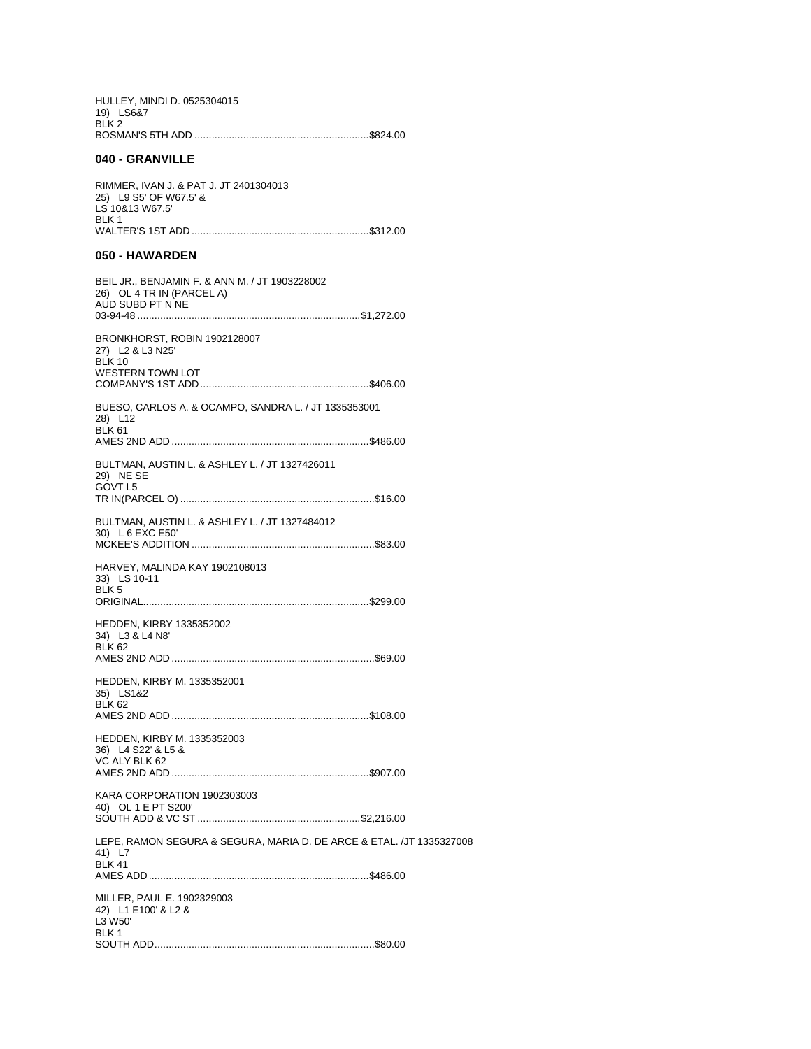HULLEY, MINDI D. 0525304015
19) LS6&7
BLK 2
BOSMAN'S 5TH ADD ............................................................$824.00

### 040 - GRANVILLE

RIMMER, IVAN J. & PAT J. JT 2401304013
25) L9 S5' OF W67.5' &
LS 10&13 W67.5'
BLK 1
WALTER'S 1ST ADD .............................................................$312.00

### 050 - HAWARDEN

BEIL JR., BENJAMIN F. & ANN M. / JT 1903228002
26) OL 4 TR IN (PARCEL A)
AUD SUBD PT N NE
03-94-48 .............................................................................$1,272.00

BRONKHORST, ROBIN 1902128007
27) L2 & L3 N25'
BLK 10
WESTERN TOWN LOT
COMPANY'S 1ST ADD..........................................................$406.00

BUESO, CARLOS A. & OCAMPO, SANDRA L. / JT 1335353001
28) L12
BLK 61
AMES 2ND ADD ....................................................................$486.00

BULTMAN, AUSTIN L. & ASHLEY L. / JT 1327426011
29) NE SE
GOVT L5
TR IN(PARCEL O) ...................................................................$16.00

BULTMAN, AUSTIN L. & ASHLEY L. / JT 1327484012
30) L 6 EXC E50'
MCKEE'S ADDITION ................................................................$83.00

HARVEY, MALINDA KAY 1902108013
33) LS 10-11
BLK 5
ORIGINAL..............................................................................$299.00

HEDDEN, KIRBY 1335352002
34) L3 & L4 N8'
BLK 62
AMES 2ND ADD ......................................................................$69.00

HEDDEN, KIRBY M. 1335352001
35) LS1&2
BLK 62
AMES 2ND ADD ....................................................................$108.00

HEDDEN, KIRBY M. 1335352003
36) L4 S22' & L5 &
VC ALY BLK 62
AMES 2ND ADD ....................................................................$907.00

KARA CORPORATION 1902303003
40) OL 1 E PT S200'
SOUTH ADD & VC ST .........................................................$2,216.00

LEPE, RAMON SEGURA & SEGURA, MARIA D. DE ARCE & ETAL. /JT 1335327008
41) L7
BLK 41
AMES ADD ............................................................................$486.00

MILLER, PAUL E. 1902329003
42) L1 E100' & L2 &
L3 W50'
BLK 1
SOUTH ADD............................................................................$80.00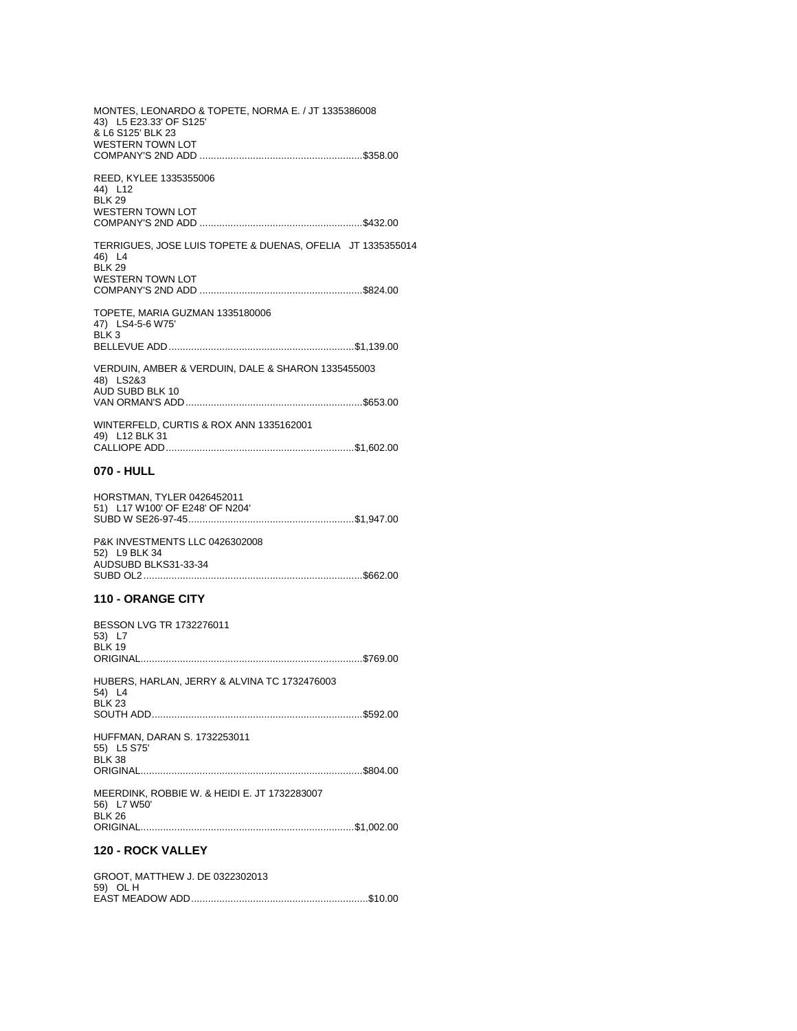MONTES, LEONARDO & TOPETE, NORMA E. / JT 1335386008
43) L5 E23.33' OF S125'
& L6 S125' BLK 23
WESTERN TOWN LOT
COMPANY'S 2ND ADD ..........................................................$358.00

REED, KYLEE 1335355006
44) L12
BLK 29
WESTERN TOWN LOT
COMPANY'S 2ND ADD ..........................................................$432.00

TERRIGUES, JOSE LUIS TOPETE & DUENAS, OFELIA JT 1335355014
46) L4
BLK 29
WESTERN TOWN LOT
COMPANY'S 2ND ADD ..........................................................$824.00

TOPETE, MARIA GUZMAN 1335180006
47) LS4-5-6 W75'
BLK 3
BELLEVUE ADD..................................................................$1,139.00

VERDUIN, AMBER & VERDUIN, DALE & SHARON 1335455003
48) LS2&3
AUD SUBD BLK 10
VAN ORMAN'S ADD..............................................................$653.00

WINTERFELD, CURTIS & ROX ANN 1335162001
49) L12 BLK 31
CALLIOPE ADD...................................................................$1,602.00

## 070 - HULL

HORSTMAN, TYLER 0426452011
51) L17 W100' OF E248' OF N204'
SUBD W SE26-97-45..........................................................$1,947.00

P&K INVESTMENTS LLC 0426302008
52) L9 BLK 34
AUDSUBD BLKS31-33-34
SUBD OL2.............................................................................$662.00

## 110 - ORANGE CITY

BESSON LVG TR 1732276011
53) L7
BLK 19
ORIGINAL..............................................................................$769.00

HUBERS, HARLAN, JERRY & ALVINA TC 1732476003
54) L4
BLK 23
SOUTH ADD..........................................................................$592.00

HUFFMAN, DARAN S. 1732253011
55) L5 S75'
BLK 38
ORIGINAL..............................................................................$804.00

MEERDINK, ROBBIE W. & HEIDI E. JT 1732283007
56) L7 W50'
BLK 26
ORIGINAL...........................................................................$1,002.00

## 120 - ROCK VALLEY

GROOT, MATTHEW J. DE 0322302013
59) OL H
EAST MEADOW ADD...............................................................$10.00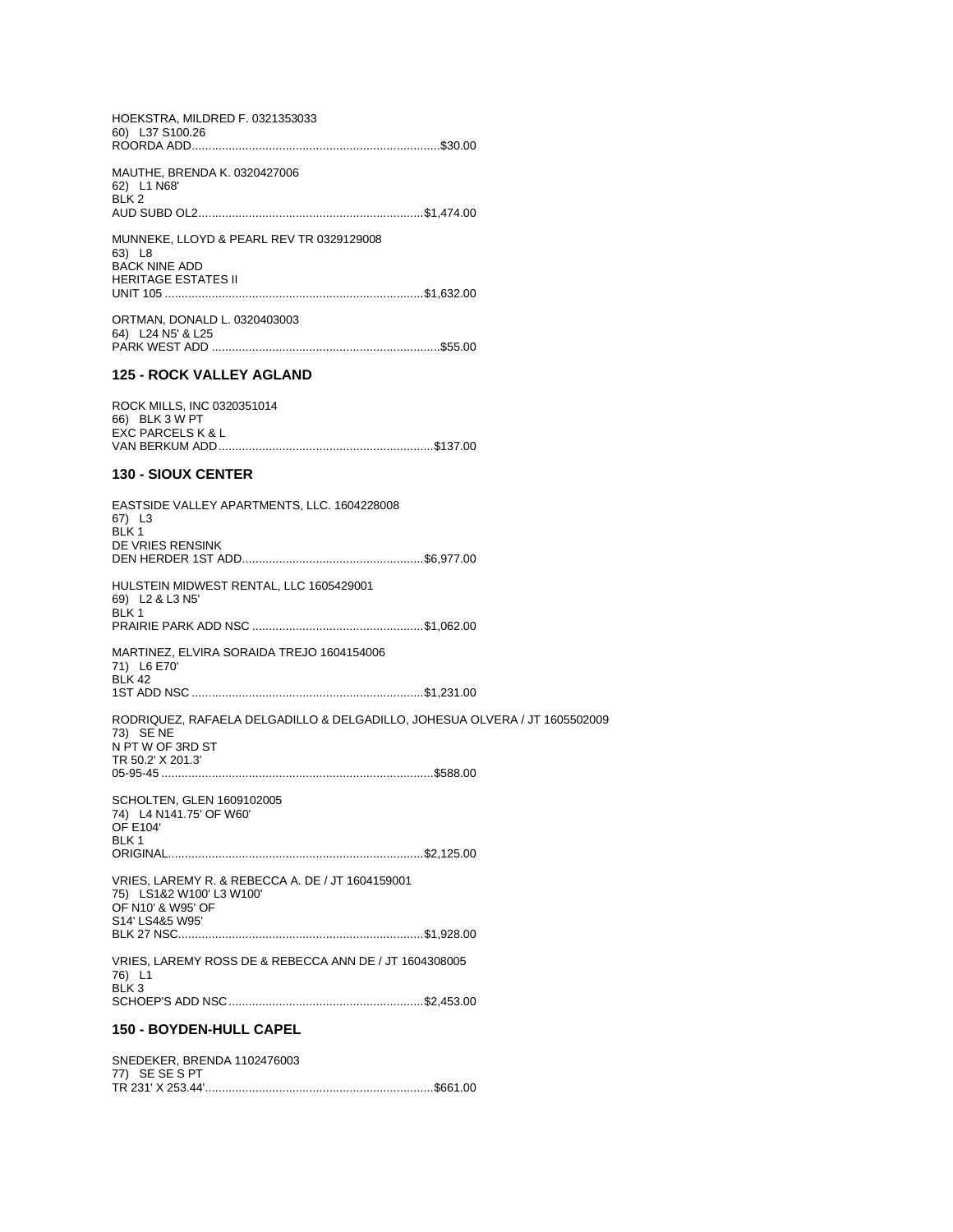HOEKSTRA, MILDRED F. 0321353033
60) L37 S100.26
ROORDA ADD..........................................................................$30.00

MAUTHE, BRENDA K. 0320427006
62) L1 N68'
BLK 2
AUD SUBD OL2...................................................................$1,474.00

MUNNEKE, LLOYD & PEARL REV TR 0329129008
63) L8
BACK NINE ADD
HERITAGE ESTATES II
UNIT 105 .............................................................................$1,632.00

ORTMAN, DONALD L. 0320403003
64) L24 N5' & L25
PARK WEST ADD ....................................................................$55.00

### 125 - ROCK VALLEY AGLAND

ROCK MILLS, INC 0320351014
66) BLK 3 W PT
EXC PARCELS K & L
VAN BERKUM ADD................................................................$137.00

### 130 - SIOUX CENTER

EASTSIDE VALLEY APARTMENTS, LLC. 1604228008
67) L3
BLK 1
DE VRIES RENSINK
DEN HERDER 1ST ADD......................................................$6,977.00

HULSTEIN MIDWEST RENTAL, LLC 1605429001
69) L2 & L3 N5'
BLK 1
PRAIRIE PARK ADD NSC ...................................................$1,062.00

MARTINEZ, ELVIRA SORAIDA TREJO 1604154006
71) L6 E70'
BLK 42
1ST ADD NSC .....................................................................$1,231.00

RODRIQUEZ, RAFAELA DELGADILLO & DELGADILLO, JOHESUA OLVERA / JT 1605502009
73) SE NE
N PT W OF 3RD ST
TR 50.2' X 201.3'
05-95-45 .................................................................................$588.00

SCHOLTEN, GLEN 1609102005
74) L4 N141.75' OF W60'
OF E104'
BLK 1
ORIGINAL............................................................................$2,125.00

VRIES, LAREMY R. & REBECCA A. DE / JT 1604159001
75) LS1&2 W100' L3 W100'
OF N10' & W95' OF
S14' LS4&5 W95'
BLK 27 NSC.........................................................................$1,928.00

VRIES, LAREMY ROSS DE & REBECCA ANN DE / JT 1604308005
76) L1
BLK 3
SCHOEP'S ADD NSC...........................................................$2,453.00

### 150 - BOYDEN-HULL CAPEL

SNEDEKER, BRENDA 1102476003
77) SE SE S PT
TR 231' X 253.44'....................................................................$661.00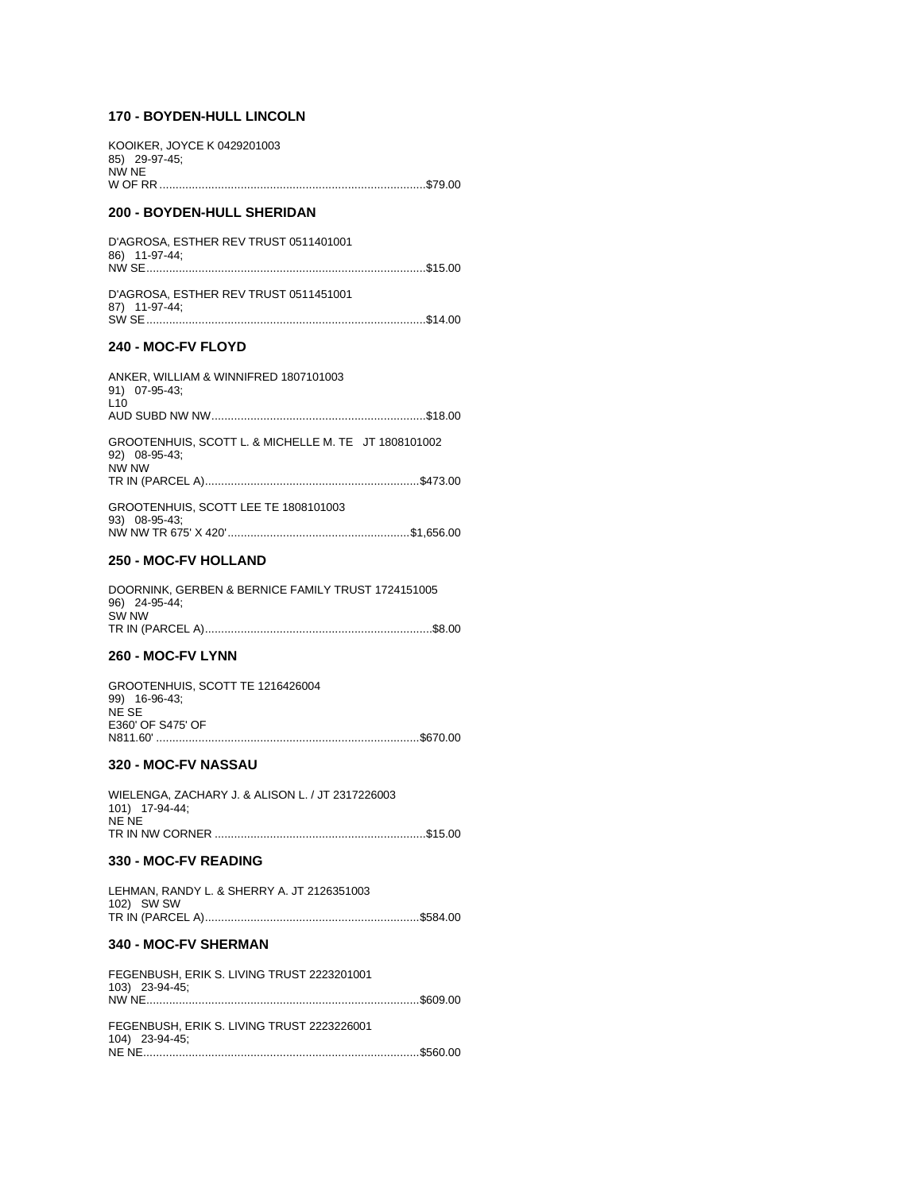### 170 - BOYDEN-HULL LINCOLN

KOOIKER, JOYCE K 0429201003
85) 29-97-45;
NW NE
W OF RR................................................................................$79.00

### 200 - BOYDEN-HULL SHERIDAN

D'AGROSA, ESTHER REV TRUST 0511401001
86) 11-97-44;
NW SE....................................................................................$15.00

D'AGROSA, ESTHER REV TRUST 0511451001
87) 11-97-44;
SW SE....................................................................................$14.00

### 240 - MOC-FV FLOYD

ANKER, WILLIAM & WINNIFRED 1807101003
91) 07-95-43;
L10
AUD SUBD NW NW.................................................................$18.00

GROOTENHUIS, SCOTT L. & MICHELLE M. TE JT 1808101002
92) 08-95-43;
NW NW
TR IN (PARCEL A)................................................................$473.00

GROOTENHUIS, SCOTT LEE TE 1808101003
93) 08-95-43;
NW NW TR 675' X 420'.......................................................$1,656.00

### 250 - MOC-FV HOLLAND

DOORNINK, GERBEN & BERNICE FAMILY TRUST 1724151005
96) 24-95-44;
SW NW
TR IN (PARCEL A)....................................................................$8.00

### 260 - MOC-FV LYNN

GROOTENHUIS, SCOTT TE 1216426004
99) 16-96-43;
NE SE
E360' OF S475' OF
N811.60' ...............................................................................$670.00

### 320 - MOC-FV NASSAU

WIELENGA, ZACHARY J. & ALISON L. / JT 2317226003
101) 17-94-44;
NE NE
TR IN NW CORNER ................................................................$15.00

### 330 - MOC-FV READING

LEHMAN, RANDY L. & SHERRY A. JT 2126351003
102) SW SW
TR IN (PARCEL A)................................................................$584.00

### 340 - MOC-FV SHERMAN

FEGENBUSH, ERIK S. LIVING TRUST 2223201001
103) 23-94-45;
NW NE..................................................................................$609.00

FEGENBUSH, ERIK S. LIVING TRUST 2223226001
104) 23-94-45;
NE NE...................................................................................$560.00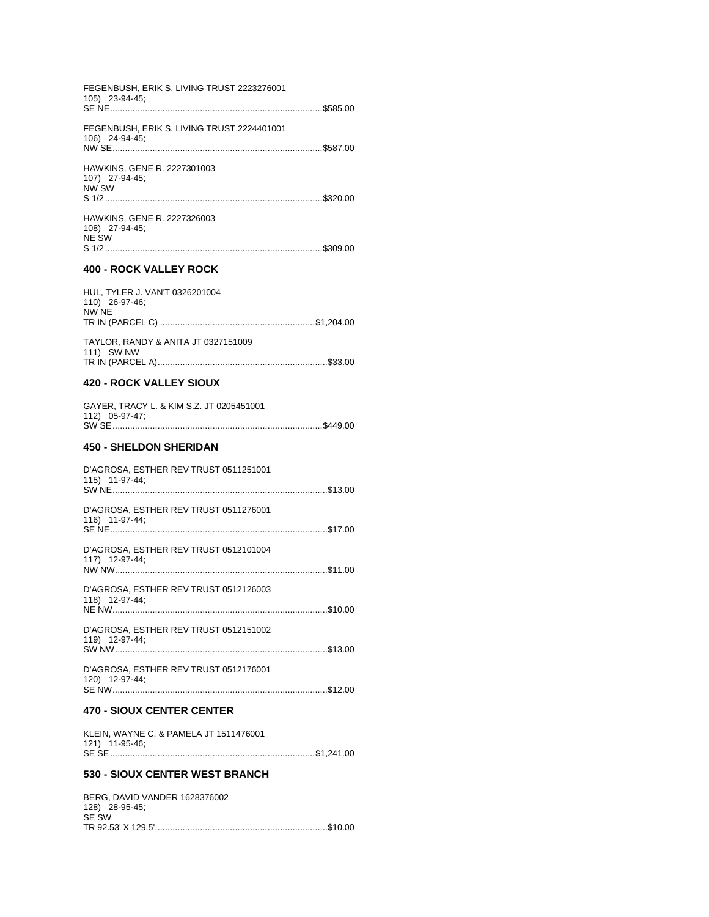FEGENBUSH, ERIK S. LIVING TRUST 2223276001
105) 23-94-45;
SE NE......................................................................................$585.00

FEGENBUSH, ERIK S. LIVING TRUST 2224401001
106) 24-94-45;
NW SE.....................................................................................$587.00

HAWKINS, GENE R. 2227301003
107) 27-94-45;
NW SW
S 1/2........................................................................................$320.00

HAWKINS, GENE R. 2227326003
108) 27-94-45;
NE SW
S 1/2........................................................................................$309.00

### 400 - ROCK VALLEY ROCK

HUL, TYLER J. VAN'T 0326201004
110) 26-97-46;
NW NE
TR IN (PARCEL C) .............................................................$1,204.00

TAYLOR, RANDY & ANITA JT 0327151009
111) SW NW
TR IN (PARCEL A)...................................................................$33.00

### 420 - ROCK VALLEY SIOUX

GAYER, TRACY L. & KIM S.Z. JT 0205451001
112) 05-97-47;
SW SE.....................................................................................$449.00

### 450 - SHELDON SHERIDAN

D'AGROSA, ESTHER REV TRUST 0511251001
115) 11-97-44;
SW NE.......................................................................................$13.00

D'AGROSA, ESTHER REV TRUST 0511276001
116) 11-97-44;
SE NE.......................................................................................$17.00

D'AGROSA, ESTHER REV TRUST 0512101004
117) 12-97-44;
NW NW......................................................................................$11.00

D'AGROSA, ESTHER REV TRUST 0512126003
118) 12-97-44;
NE NW.......................................................................................$10.00

D'AGROSA, ESTHER REV TRUST 0512151002
119) 12-97-44;
SW NW......................................................................................$13.00

D'AGROSA, ESTHER REV TRUST 0512176001
120) 12-97-44;
SE NW.......................................................................................$12.00

### 470 - SIOUX CENTER CENTER

KLEIN, WAYNE C. & PAMELA JT 1511476001
121) 11-95-46;
SE SE....................................................................................$1,241.00

### 530 - SIOUX CENTER WEST BRANCH

BERG, DAVID VANDER 1628376002
128) 28-95-45;
SE SW
TR 92.53' X 129.5'.....................................................................$10.00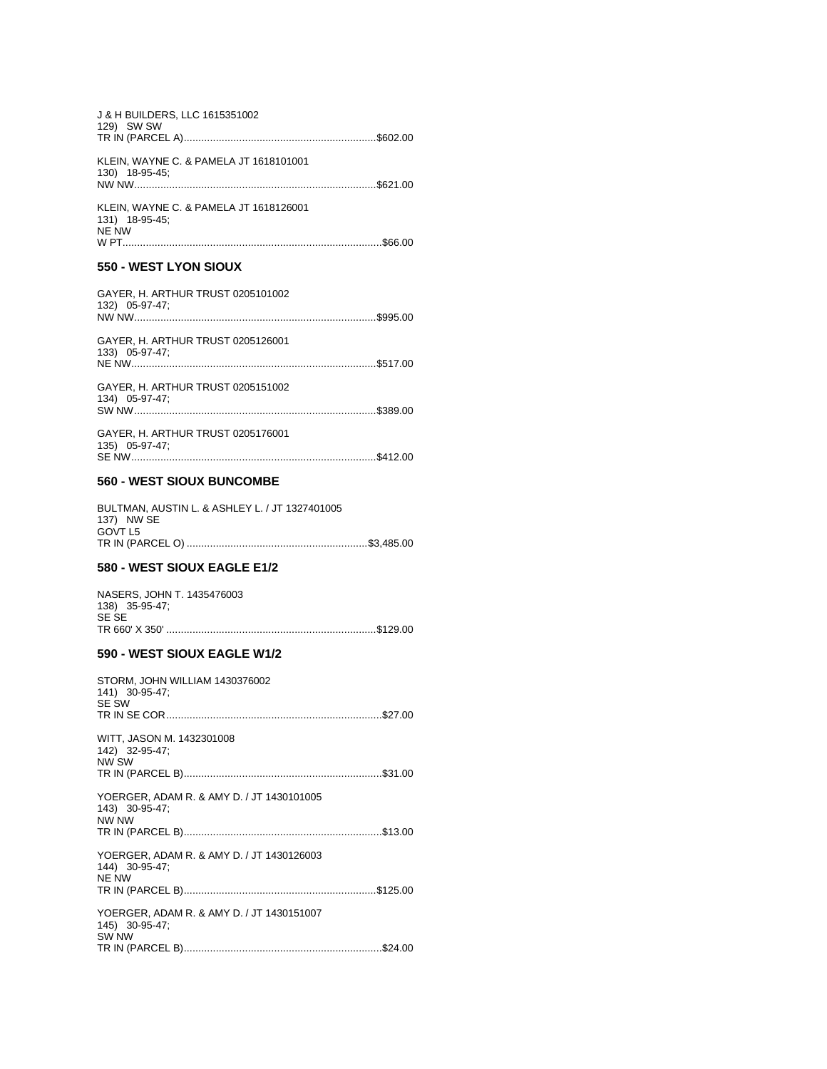J & H BUILDERS, LLC 1615351002
129) SW SW
TR IN (PARCEL A)..................................................................$602.00

KLEIN, WAYNE C. & PAMELA JT 1618101001
130) 18-95-45;
NW NW..................................................................................$621.00

KLEIN, WAYNE C. & PAMELA JT 1618126001
131) 18-95-45;
NE NW
W PT........................................................................................$66.00

### 550 - WEST LYON SIOUX

GAYER, H. ARTHUR TRUST 0205101002
132) 05-97-47;
NW NW..................................................................................$995.00

GAYER, H. ARTHUR TRUST 0205126001
133) 05-97-47;
NE NW...................................................................................$517.00

GAYER, H. ARTHUR TRUST 0205151002
134) 05-97-47;
SW NW..................................................................................$389.00

GAYER, H. ARTHUR TRUST 0205176001
135) 05-97-47;
SE NW...................................................................................$412.00

### 560 - WEST SIOUX BUNCOMBE

BULTMAN, AUSTIN L. & ASHLEY L. / JT 1327401005
137) NW SE
GOVT L5
TR IN (PARCEL O) .............................................................$3,485.00

### 580 - WEST SIOUX EAGLE E1/2

NASERS, JOHN T. 1435476003
138) 35-95-47;
SE SE
TR 660' X 350' .......................................................................$129.00

### 590 - WEST SIOUX EAGLE W1/2

STORM, JOHN WILLIAM 1430376002
141) 30-95-47;
SE SW
TR IN SE COR.........................................................................$27.00

WITT, JASON M. 1432301008
142) 32-95-47;
NW SW
TR IN (PARCEL B)...................................................................$31.00

YOERGER, ADAM R. & AMY D. / JT 1430101005
143) 30-95-47;
NW NW
TR IN (PARCEL B)...................................................................$13.00

YOERGER, ADAM R. & AMY D. / JT 1430126003
144) 30-95-47;
NE NW
TR IN (PARCEL B).................................................................$125.00

YOERGER, ADAM R. & AMY D. / JT 1430151007
145) 30-95-47;
SW NW
TR IN (PARCEL B)...................................................................$24.00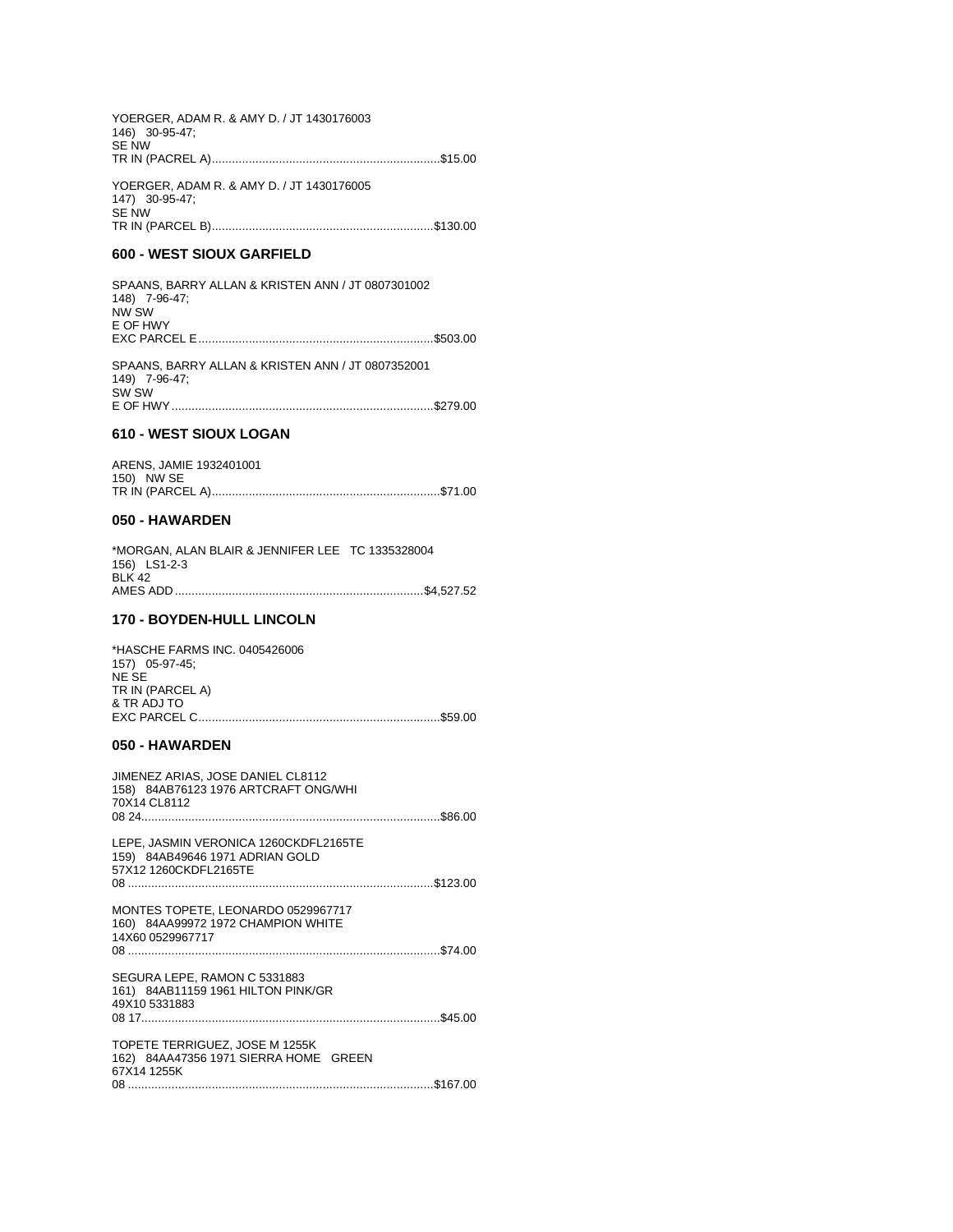YOERGER, ADAM R. & AMY D. / JT 1430176003
146) 30-95-47;
SE NW
TR IN (PACREL A)...................................................................$15.00

YOERGER, ADAM R. & AMY D. / JT 1430176005
147) 30-95-47;
SE NW
TR IN (PARCEL B).................................................................$130.00

### 600 - WEST SIOUX GARFIELD

SPAANS, BARRY ALLAN & KRISTEN ANN / JT 0807301002
148) 7-96-47;
NW SW
E OF HWY
EXC PARCEL E.....................................................................$503.00

SPAANS, BARRY ALLAN & KRISTEN ANN / JT 0807352001
149) 7-96-47;
SW SW
E OF HWY.............................................................................$279.00

### 610 - WEST SIOUX LOGAN

ARENS, JAMIE 1932401001
150) NW SE
TR IN (PARCEL A)...................................................................$71.00

### 050 - HAWARDEN

*MORGAN, ALAN BLAIR & JENNIFER LEE TC 1335328004
156) LS1-2-3
BLK 42
AMES ADD.........................................................................$4,527.52

### 170 - BOYDEN-HULL LINCOLN

*HASCHE FARMS INC. 0405426006
157) 05-97-45;
NE SE
TR IN (PARCEL A)
& TR ADJ TO
EXC PARCEL C.......................................................................$59.00

### 050 - HAWARDEN

JIMENEZ ARIAS, JOSE DANIEL CL8112
158) 84AB76123 1976 ARTCRAFT ONG/WHI
70X14 CL8112
08 24........................................................................................$86.00

LEPE, JASMIN VERONICA 1260CKDFL2165TE
159) 84AB49646 1971 ADRIAN GOLD
57X12 1260CKDFL2165TE
08 ..........................................................................................$123.00

MONTES TOPETE, LEONARDO 0529967717
160) 84AA99972 1972 CHAMPION WHITE
14X60 0529967717
08 ............................................................................................$74.00

SEGURA LEPE, RAMON C 5331883
161) 84AB11159 1961 HILTON PINK/GR
49X10 5331883
08 17........................................................................................$45.00

TOPETE TERRIGUEZ, JOSE M 1255K
162) 84AA47356 1971 SIERRA HOME GREEN
67X14 1255K
08 ..........................................................................................$167.00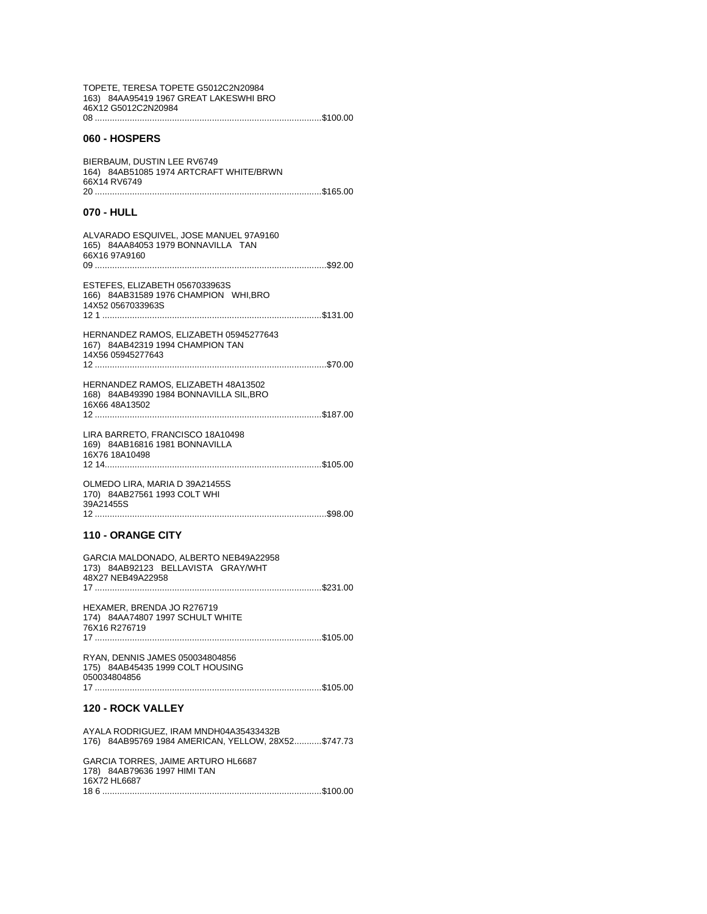TOPETE, TERESA TOPETE G5012C2N20984
163) 84AA95419 1967 GREAT LAKESWHI BRO
46X12 G5012C2N20984
08 .........................................................................................$100.00

## 060 - HOSPERS

BIERBAUM, DUSTIN LEE RV6749
164) 84AB51085 1974 ARTCRAFT WHITE/BRWN
66X14 RV6749
20 .........................................................................................$165.00

## 070 - HULL

ALVARADO ESQUIVEL, JOSE MANUEL 97A9160
165) 84AA84053 1979 BONNAVILLA TAN
66X16 97A9160
09 .........................................................................................$92.00

ESTEFES, ELIZABETH 0567033963S
166) 84AB31589 1976 CHAMPION WHI,BRO
14X52 0567033963S
12 1 .....................................................................................$131.00

HERNANDEZ RAMOS, ELIZABETH 05945277643
167) 84AB42319 1994 CHAMPION TAN
14X56 05945277643
12 .........................................................................................$70.00

HERNANDEZ RAMOS, ELIZABETH 48A13502
168) 84AB49390 1984 BONNAVILLA SIL,BRO
16X66 48A13502
12 .........................................................................................$187.00

LIRA BARRETO, FRANCISCO 18A10498
169) 84AB16816 1981 BONNAVILLA
16X76 18A10498
12 14.....................................................................................$105.00

OLMEDO LIRA, MARIA D 39A21455S
170) 84AB27561 1993 COLT WHI
39A21455S
12 .........................................................................................$98.00

## 110 - ORANGE CITY

GARCIA MALDONADO, ALBERTO NEB49A22958
173) 84AB92123 BELLAVISTA GRAY/WHT
48X27 NEB49A22958
17 .........................................................................................$231.00

HEXAMER, BRENDA JO R276719
174) 84AA74807 1997 SCHULT WHITE
76X16 R276719
17 .........................................................................................$105.00

RYAN, DENNIS JAMES 050034804856
175) 84AB45435 1999 COLT HOUSING
050034804856
17 .........................................................................................$105.00

## 120 - ROCK VALLEY

AYALA RODRIGUEZ, IRAM MNDH04A35433432B
176) 84AB95769 1984 AMERICAN, YELLOW, 28X52...........$747.73

GARCIA TORRES, JAIME ARTURO HL6687
178) 84AB79636 1997 HIMI TAN
16X72 HL6687
18 6 .....................................................................................$100.00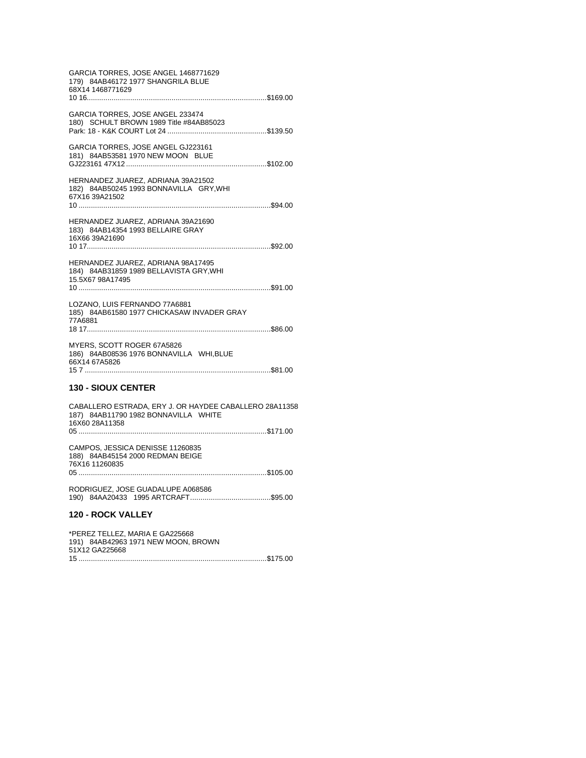GARCIA TORRES, JOSE ANGEL 1468771629
179) 84AB46172 1977 SHANGRILA BLUE
68X14 1468771629
10 16.......................................................................................$169.00

GARCIA TORRES, JOSE ANGEL 233474
180) SCHULT BROWN 1989 Title #84AB85023
Park: 18 - K&K COURT Lot 24 ................................................$139.50

GARCIA TORRES, JOSE ANGEL GJ223161
181) 84AB53581 1970 NEW MOON BLUE
GJ223161 47X12 ....................................................................$102.00

HERNANDEZ JUAREZ, ADRIANA 39A21502
182) 84AB50245 1993 BONNAVILLA GRY,WHI
67X16 39A21502
10 ............................................................................................$94.00

HERNANDEZ JUAREZ, ADRIANA 39A21690
183) 84AB14354 1993 BELLAIRE GRAY
16X66 39A21690
10 17........................................................................................$92.00

HERNANDEZ JUAREZ, ADRIANA 98A17495
184) 84AB31859 1989 BELLAVISTA GRY,WHI
15.5X67 98A17495
10 .............................................................................................$91.00

LOZANO, LUIS FERNANDO 77A6881
185) 84AB61580 1977 CHICKASAW INVADER GRAY
77A6881
18 17.........................................................................................$86.00

MYERS, SCOTT ROGER 67A5826
186) 84AB08536 1976 BONNAVILLA WHI,BLUE
66X14 67A5826
15 7 ..........................................................................................$81.00

### 130 - SIOUX CENTER

CABALLERO ESTRADA, ERY J. OR HAYDEE CABALLERO 28A11358
187) 84AB11790 1982 BONNAVILLA WHITE
16X60 28A11358
05 ..........................................................................................$171.00

CAMPOS, JESSICA DENISSE 11260835
188) 84AB45154 2000 REDMAN BEIGE
76X16 11260835
05 ..........................................................................................$105.00

RODRIGUEZ, JOSE GUADALUPE A068586
190) 84AA20433 1995 ARTCRAFT.......................................$95.00

### 120 - ROCK VALLEY

*PEREZ TELLEZ, MARIA E GA225668
191) 84AB42963 1971 NEW MOON, BROWN
51X12 GA225668
15 ..........................................................................................$175.00